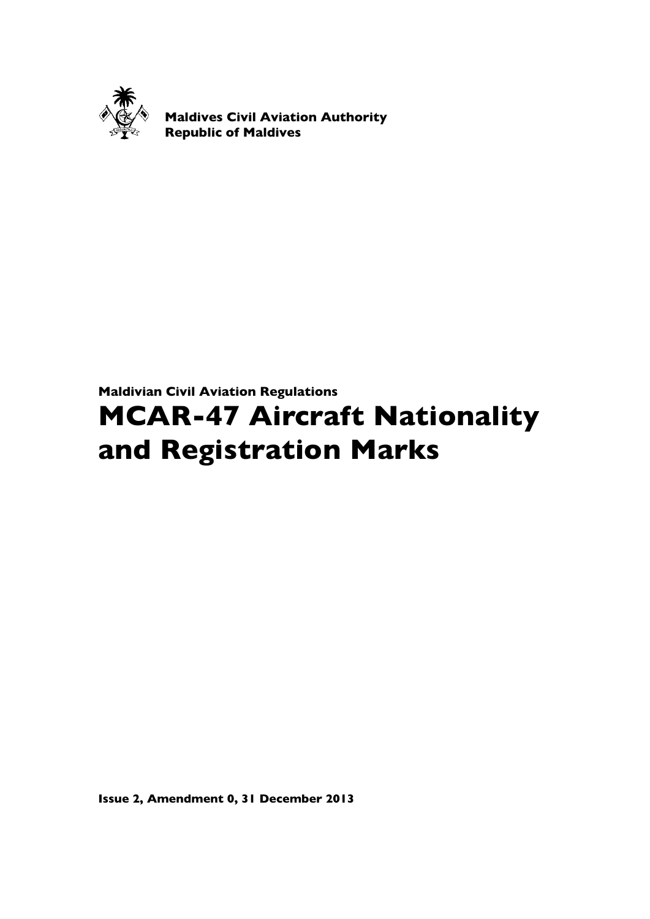**Maldives Civil Aviation Authority**
**Republic of Maldives**

**Maldivian Civil Aviation Regulations**

# MCAR-47 Aircraft Nationality and Registration Marks

**Issue 2, Amendment 0, 31 December 2013**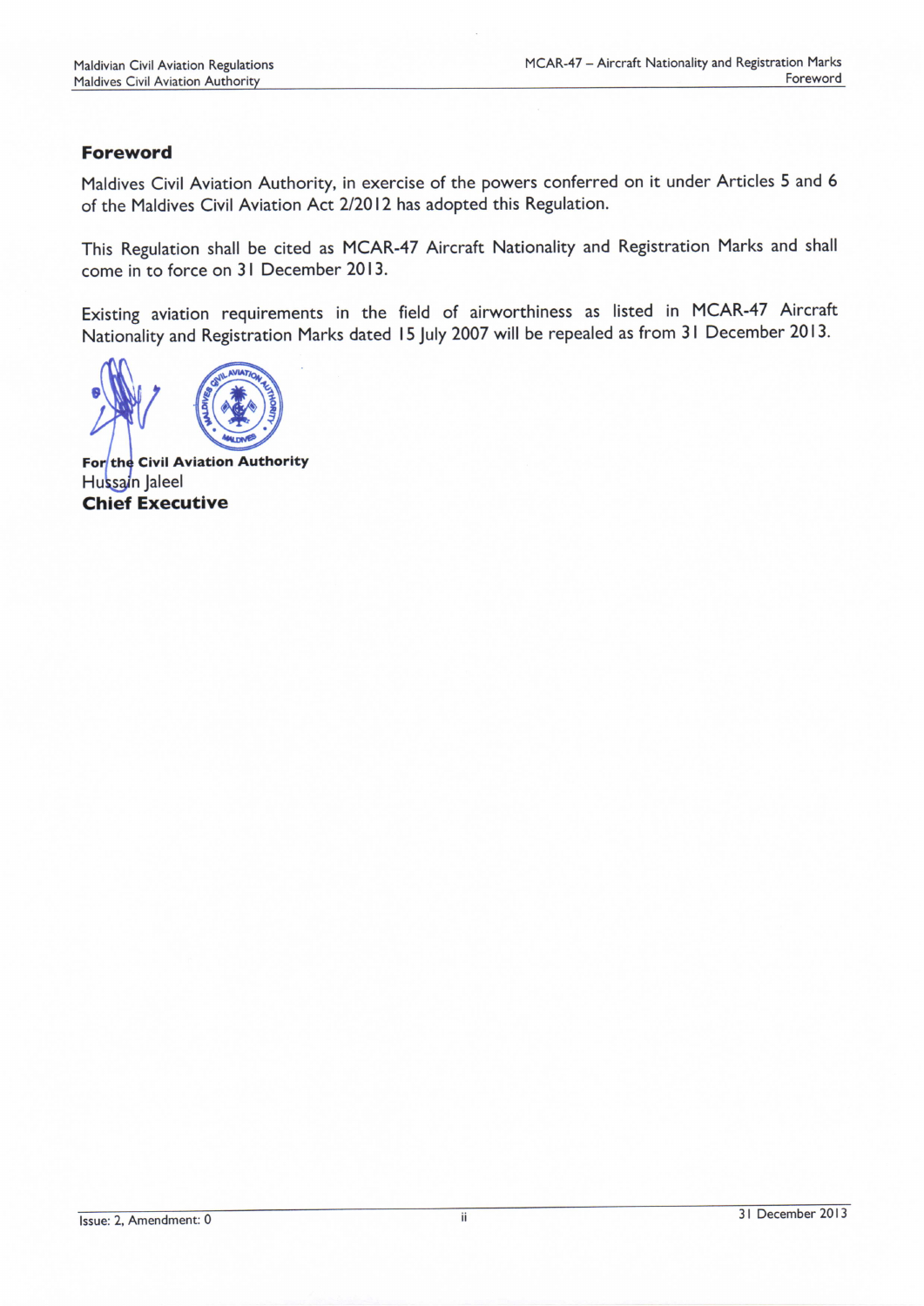## Foreword

Maldives Civil Aviation Authority, in exercise of the powers conferred on it under Articles 5 and 6 of the Maldives Civil Aviation Act 2/2012 has adopted this Regulation.

This Regulation shall be cited as MCAR-47 Aircraft Nationality and Registration Marks and shall come in to force on 31 December 2013.

Existing aviation requirements in the field of airworthiness as listed in MCAR-47 Aircraft Nationality and Registration Marks dated 15 July 2007 will be repealed as from 31 December 2013.

**For the Civil Aviation Authority**
Hussain Jaleel
**Chief Executive**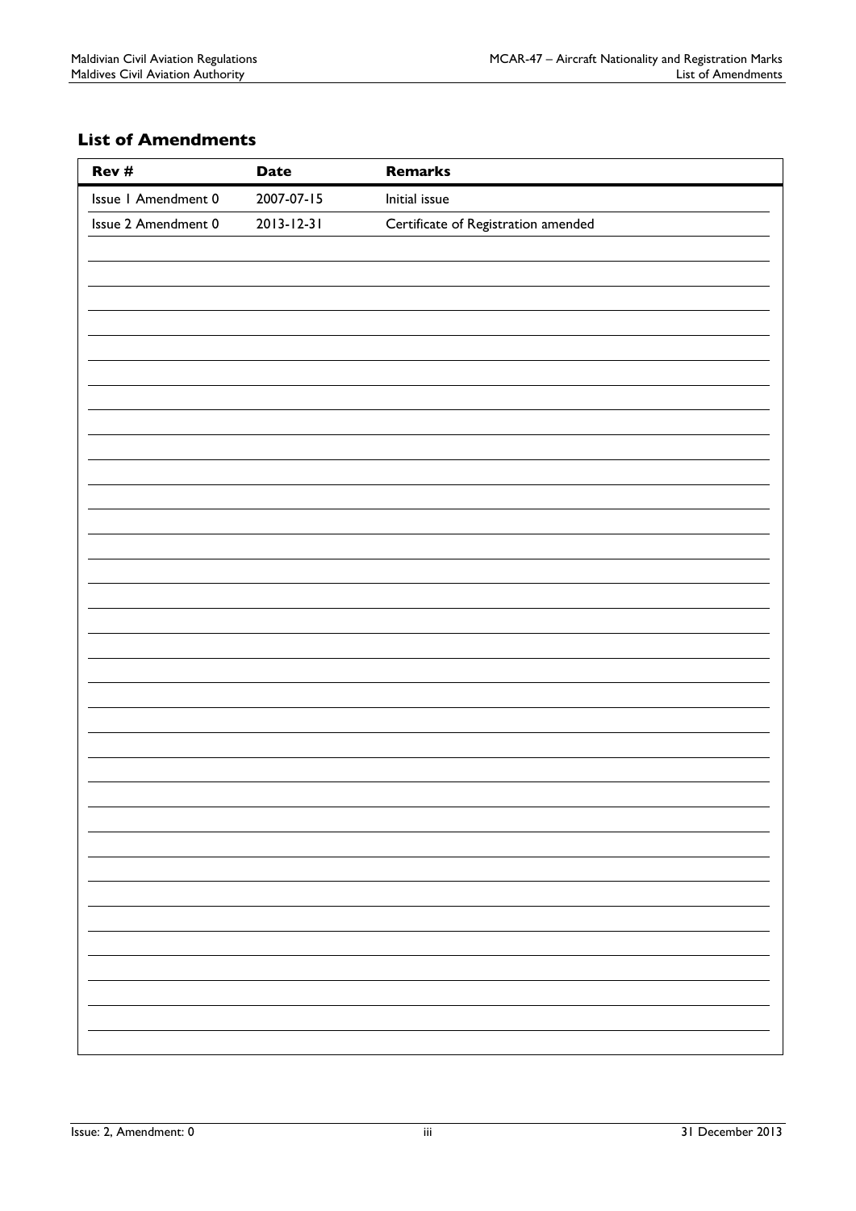## List of Amendments

| Rev # | Date | Remarks |
|---|---|---|
| Issue 1 Amendment 0 | 2007-07-15 | Initial issue |
| Issue 2 Amendment 0 | 2013-12-31 | Certificate of Registration amended |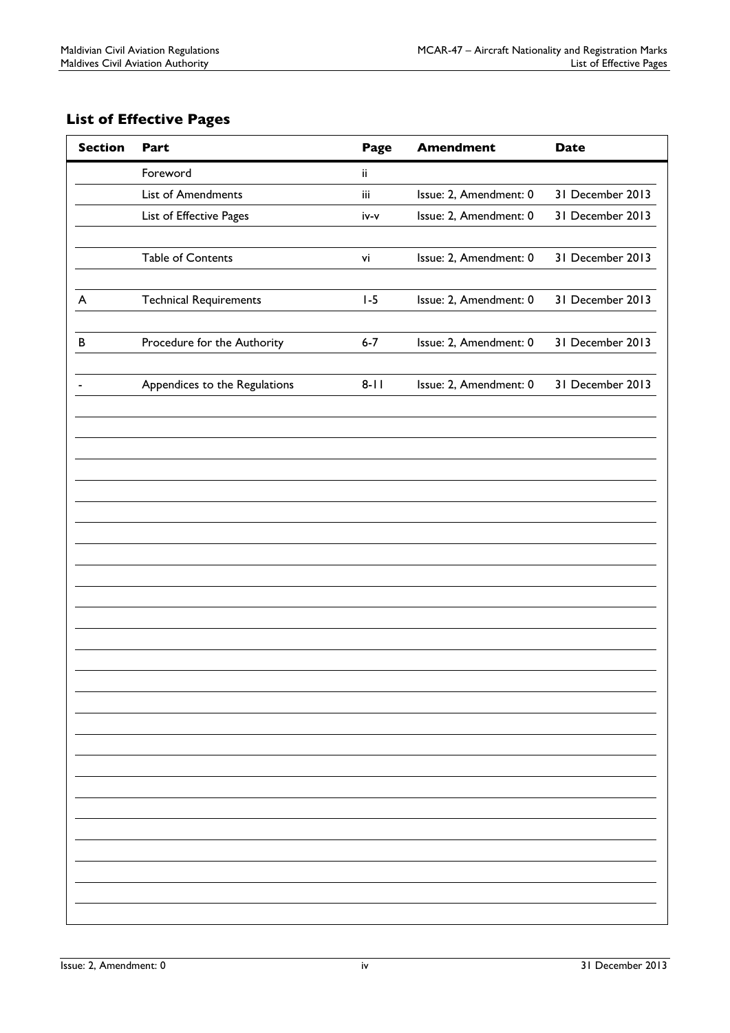## List of Effective Pages

| Section | Part | Page | Amendment | Date |
|---|---|---|---|---|
| | Foreword | ii | | |
| | List of Amendments | iii | Issue: 2, Amendment: 0 | 31 December 2013 |
| | List of Effective Pages | iv-v | Issue: 2, Amendment: 0 | 31 December 2013 |
| | Table of Contents | vi | Issue: 2, Amendment: 0 | 31 December 2013 |
| A | Technical Requirements | 1-5 | Issue: 2, Amendment: 0 | 31 December 2013 |
| B | Procedure for the Authority | 6-7 | Issue: 2, Amendment: 0 | 31 December 2013 |
| - | Appendices to the Regulations | 8-11 | Issue: 2, Amendment: 0 | 31 December 2013 |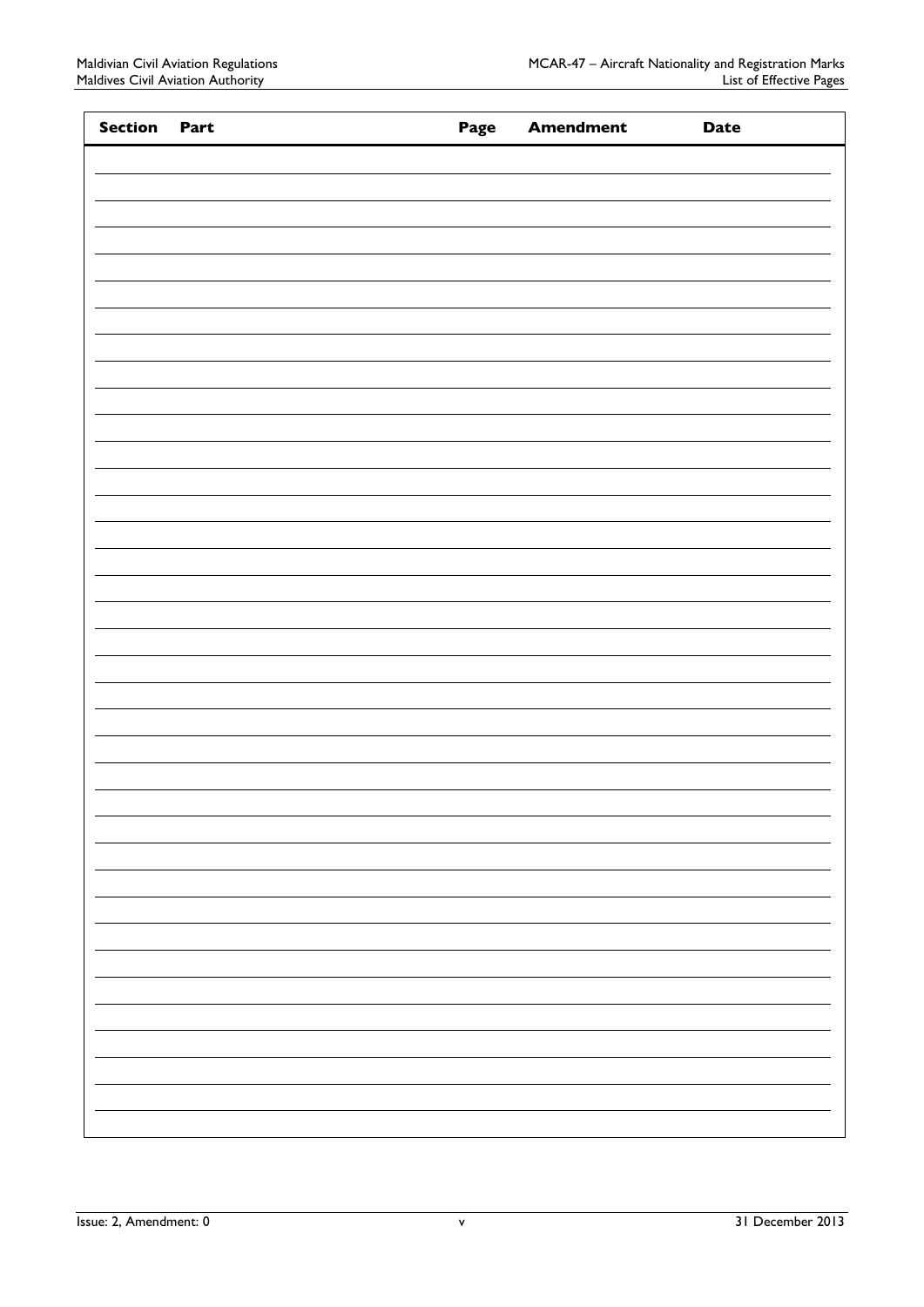| Section | Part | Page | Amendment | Date |
| --- | --- | --- | --- | --- |
| | | | | |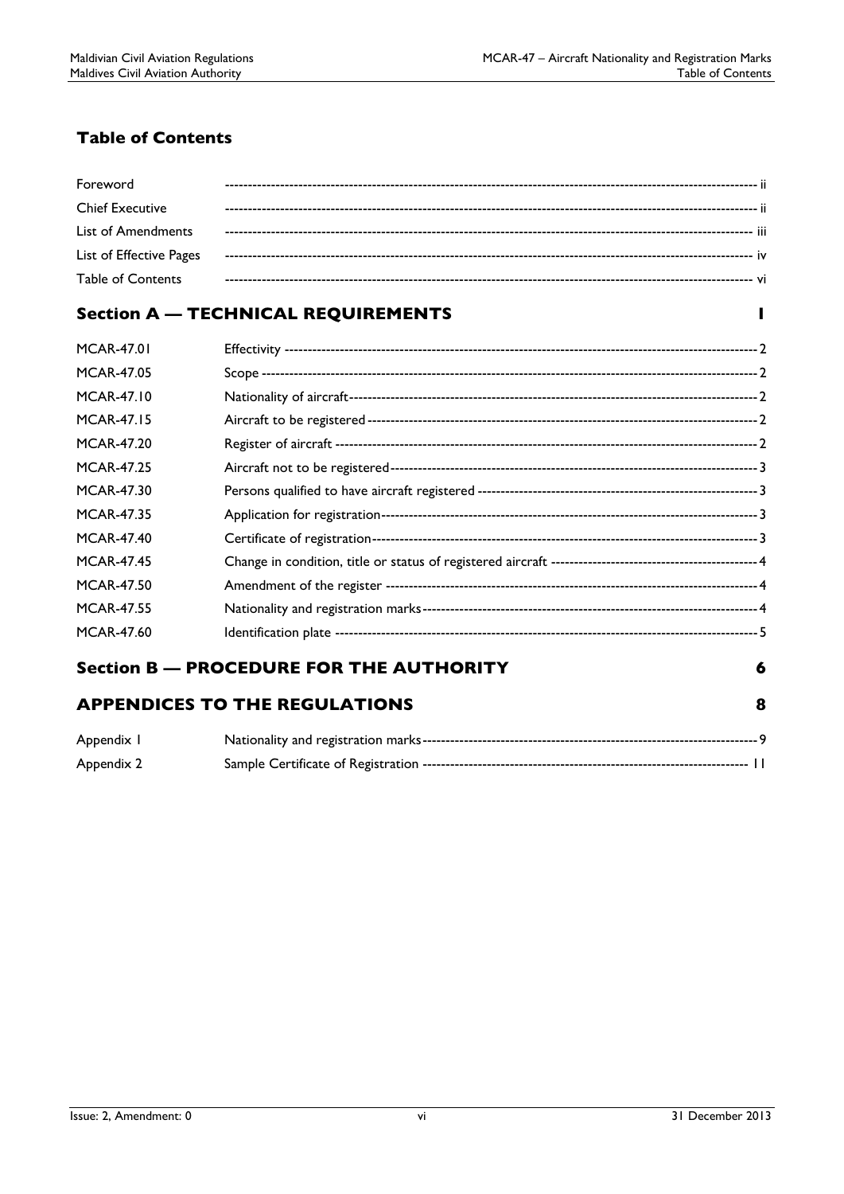# Table of Contents

| | | |
|---|---|---|
| Foreword | | ii |
| Chief Executive | | ii |
| List of Amendments | | iii |
| List of Effective Pages | | iv |
| Table of Contents | | vi |

## Section A — TECHNICAL REQUIREMENTS 1

| | | |
|---|---|---|
| MCAR-47.01 | Effectivity | 2 |
| MCAR-47.05 | Scope | 2 |
| MCAR-47.10 | Nationality of aircraft | 2 |
| MCAR-47.15 | Aircraft to be registered | 2 |
| MCAR-47.20 | Register of aircraft | 2 |
| MCAR-47.25 | Aircraft not to be registered | 3 |
| MCAR-47.30 | Persons qualified to have aircraft registered | 3 |
| MCAR-47.35 | Application for registration | 3 |
| MCAR-47.40 | Certificate of registration | 3 |
| MCAR-47.45 | Change in condition, title or status of registered aircraft | 4 |
| MCAR-47.50 | Amendment of the register | 4 |
| MCAR-47.55 | Nationality and registration marks | 4 |
| MCAR-47.60 | Identification plate | 5 |

## Section B — PROCEDURE FOR THE AUTHORITY 6

## APPENDICES TO THE REGULATIONS 8

| | | |
|---|---|---|
| Appendix 1 | Nationality and registration marks | 9 |
| Appendix 2 | Sample Certificate of Registration | 11 |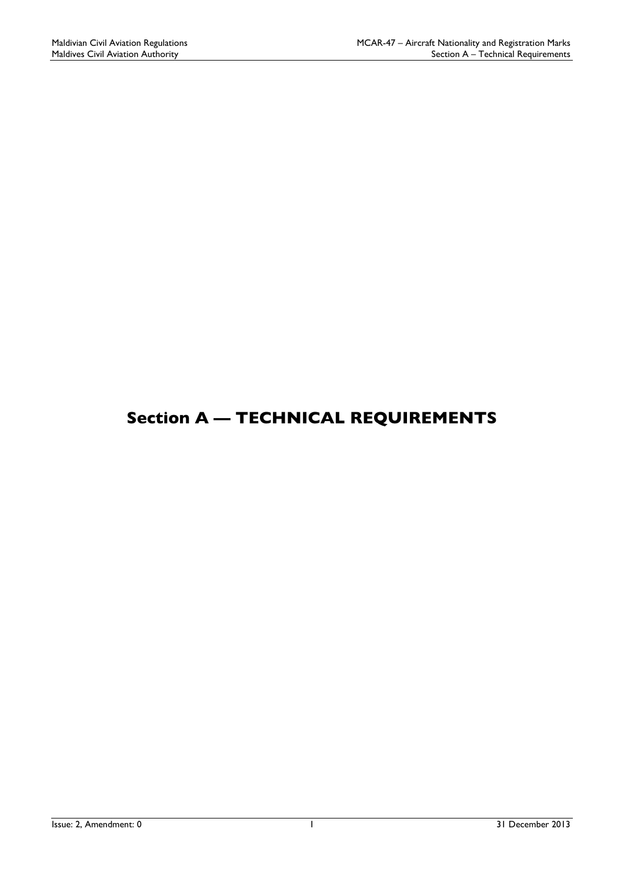# Section A — TECHNICAL REQUIREMENTS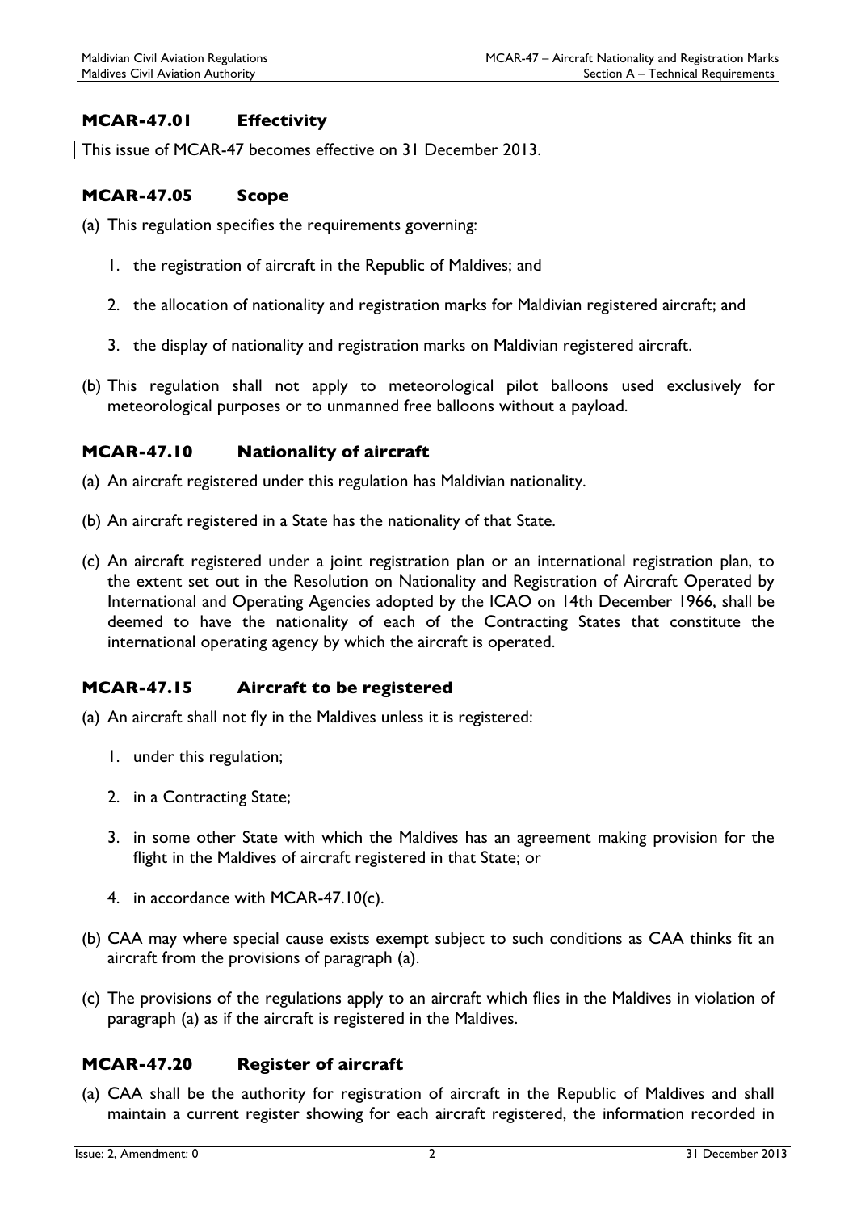## MCAR-47.01 Effectivity

This issue of MCAR-47 becomes effective on 31 December 2013.

## MCAR-47.05 Scope

(a) This regulation specifies the requirements governing:

1. the registration of aircraft in the Republic of Maldives; and
2. the allocation of nationality and registration marks for Maldivian registered aircraft; and
3. the display of nationality and registration marks on Maldivian registered aircraft.

(b) This regulation shall not apply to meteorological pilot balloons used exclusively for meteorological purposes or to unmanned free balloons without a payload.

## MCAR-47.10 Nationality of aircraft

(a) An aircraft registered under this regulation has Maldivian nationality.

(b) An aircraft registered in a State has the nationality of that State.

(c) An aircraft registered under a joint registration plan or an international registration plan, to the extent set out in the Resolution on Nationality and Registration of Aircraft Operated by International and Operating Agencies adopted by the ICAO on 14th December 1966, shall be deemed to have the nationality of each of the Contracting States that constitute the international operating agency by which the aircraft is operated.

## MCAR-47.15 Aircraft to be registered

(a) An aircraft shall not fly in the Maldives unless it is registered:

1. under this regulation;
2. in a Contracting State;
3. in some other State with which the Maldives has an agreement making provision for the flight in the Maldives of aircraft registered in that State; or
4. in accordance with MCAR-47.10(c).

(b) CAA may where special cause exists exempt subject to such conditions as CAA thinks fit an aircraft from the provisions of paragraph (a).

(c) The provisions of the regulations apply to an aircraft which flies in the Maldives in violation of paragraph (a) as if the aircraft is registered in the Maldives.

## MCAR-47.20 Register of aircraft

(a) CAA shall be the authority for registration of aircraft in the Republic of Maldives and shall maintain a current register showing for each aircraft registered, the information recorded in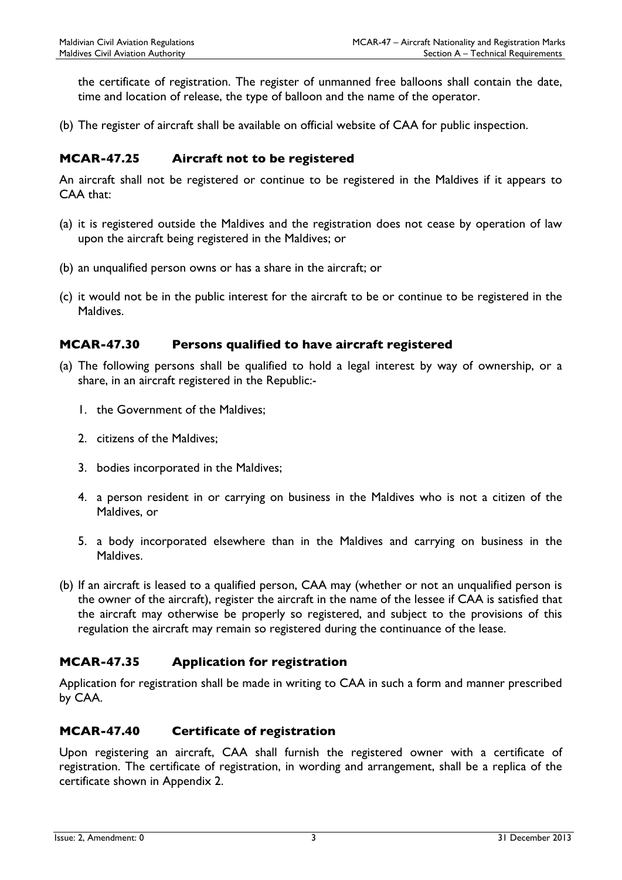the certificate of registration. The register of unmanned free balloons shall contain the date, time and location of release, the type of balloon and the name of the operator.

(b) The register of aircraft shall be available on official website of CAA for public inspection.

## MCAR-47.25 Aircraft not to be registered

An aircraft shall not be registered or continue to be registered in the Maldives if it appears to CAA that:

(a) it is registered outside the Maldives and the registration does not cease by operation of law upon the aircraft being registered in the Maldives; or

(b) an unqualified person owns or has a share in the aircraft; or

(c) it would not be in the public interest for the aircraft to be or continue to be registered in the Maldives.

## MCAR-47.30 Persons qualified to have aircraft registered

(a) The following persons shall be qualified to hold a legal interest by way of ownership, or a share, in an aircraft registered in the Republic:-

1. the Government of the Maldives;
2. citizens of the Maldives;
3. bodies incorporated in the Maldives;
4. a person resident in or carrying on business in the Maldives who is not a citizen of the Maldives, or
5. a body incorporated elsewhere than in the Maldives and carrying on business in the Maldives.

(b) If an aircraft is leased to a qualified person, CAA may (whether or not an unqualified person is the owner of the aircraft), register the aircraft in the name of the lessee if CAA is satisfied that the aircraft may otherwise be properly so registered, and subject to the provisions of this regulation the aircraft may remain so registered during the continuance of the lease.

## MCAR-47.35 Application for registration

Application for registration shall be made in writing to CAA in such a form and manner prescribed by CAA.

## MCAR-47.40 Certificate of registration

Upon registering an aircraft, CAA shall furnish the registered owner with a certificate of registration. The certificate of registration, in wording and arrangement, shall be a replica of the certificate shown in Appendix 2.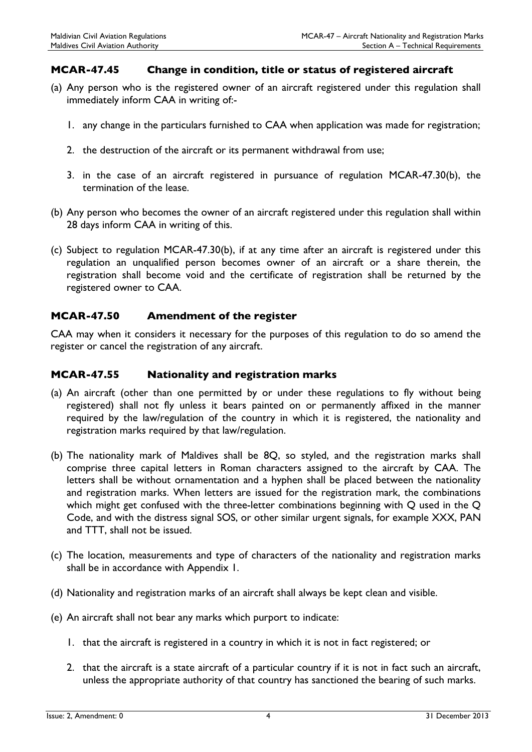## MCAR-47.45 Change in condition, title or status of registered aircraft

(a) Any person who is the registered owner of an aircraft registered under this regulation shall immediately inform CAA in writing of:-

1. any change in the particulars furnished to CAA when application was made for registration;

2. the destruction of the aircraft or its permanent withdrawal from use;

3. in the case of an aircraft registered in pursuance of regulation MCAR-47.30(b), the termination of the lease.

(b) Any person who becomes the owner of an aircraft registered under this regulation shall within 28 days inform CAA in writing of this.

(c) Subject to regulation MCAR-47.30(b), if at any time after an aircraft is registered under this regulation an unqualified person becomes owner of an aircraft or a share therein, the registration shall become void and the certificate of registration shall be returned by the registered owner to CAA.

## MCAR-47.50 Amendment of the register

CAA may when it considers it necessary for the purposes of this regulation to do so amend the register or cancel the registration of any aircraft.

## MCAR-47.55 Nationality and registration marks

(a) An aircraft (other than one permitted by or under these regulations to fly without being registered) shall not fly unless it bears painted on or permanently affixed in the manner required by the law/regulation of the country in which it is registered, the nationality and registration marks required by that law/regulation.

(b) The nationality mark of Maldives shall be 8Q, so styled, and the registration marks shall comprise three capital letters in Roman characters assigned to the aircraft by CAA. The letters shall be without ornamentation and a hyphen shall be placed between the nationality and registration marks. When letters are issued for the registration mark, the combinations which might get confused with the three-letter combinations beginning with Q used in the Q Code, and with the distress signal SOS, or other similar urgent signals, for example XXX, PAN and TTT, shall not be issued.

(c) The location, measurements and type of characters of the nationality and registration marks shall be in accordance with Appendix 1.

(d) Nationality and registration marks of an aircraft shall always be kept clean and visible.

(e) An aircraft shall not bear any marks which purport to indicate:

1. that the aircraft is registered in a country in which it is not in fact registered; or

2. that the aircraft is a state aircraft of a particular country if it is not in fact such an aircraft, unless the appropriate authority of that country has sanctioned the bearing of such marks.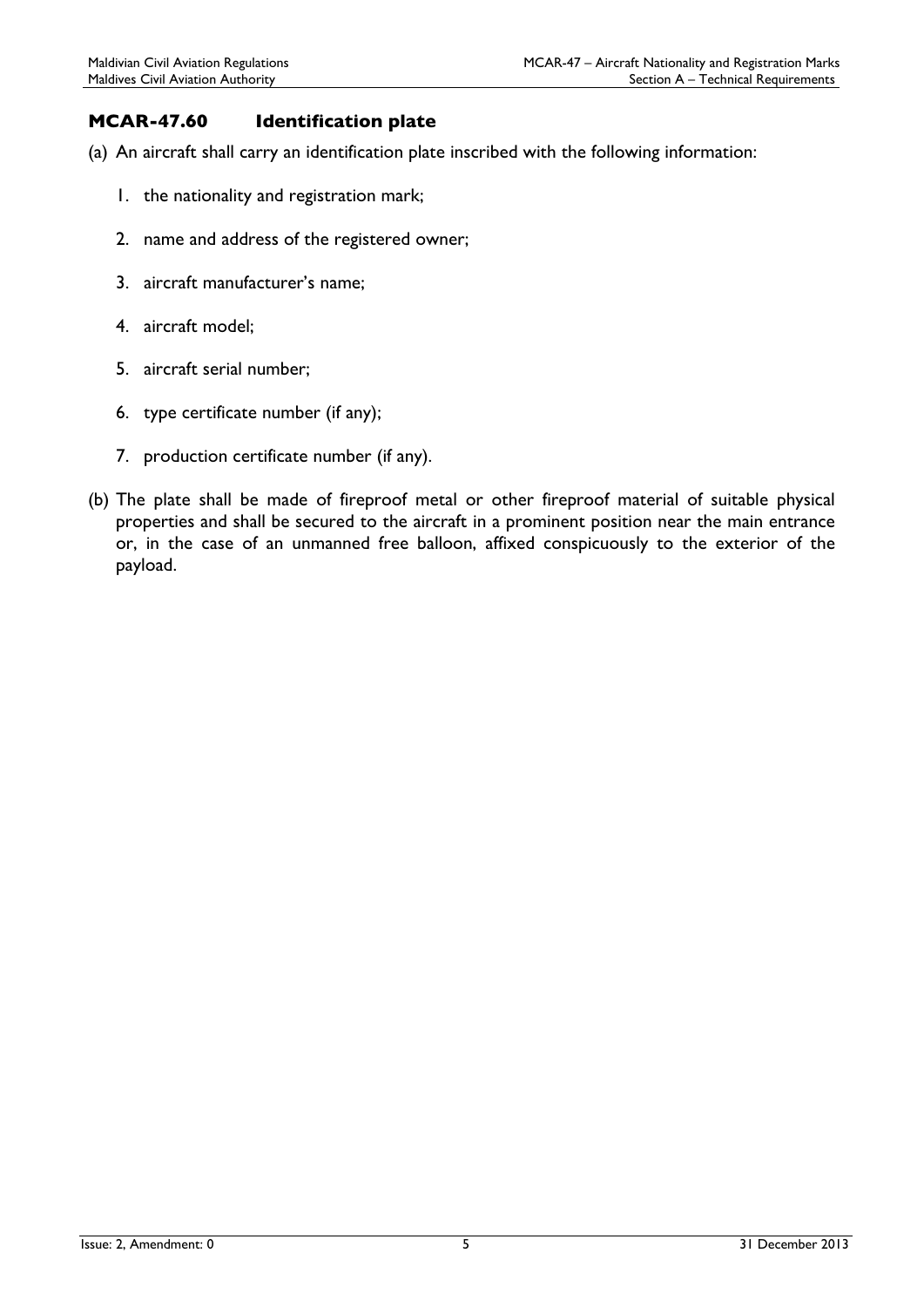## MCAR-47.60 Identification plate

(a) An aircraft shall carry an identification plate inscribed with the following information:

1. the nationality and registration mark;
2. name and address of the registered owner;
3. aircraft manufacturer's name;
4. aircraft model;
5. aircraft serial number;
6. type certificate number (if any);
7. production certificate number (if any).

(b) The plate shall be made of fireproof metal or other fireproof material of suitable physical properties and shall be secured to the aircraft in a prominent position near the main entrance or, in the case of an unmanned free balloon, affixed conspicuously to the exterior of the payload.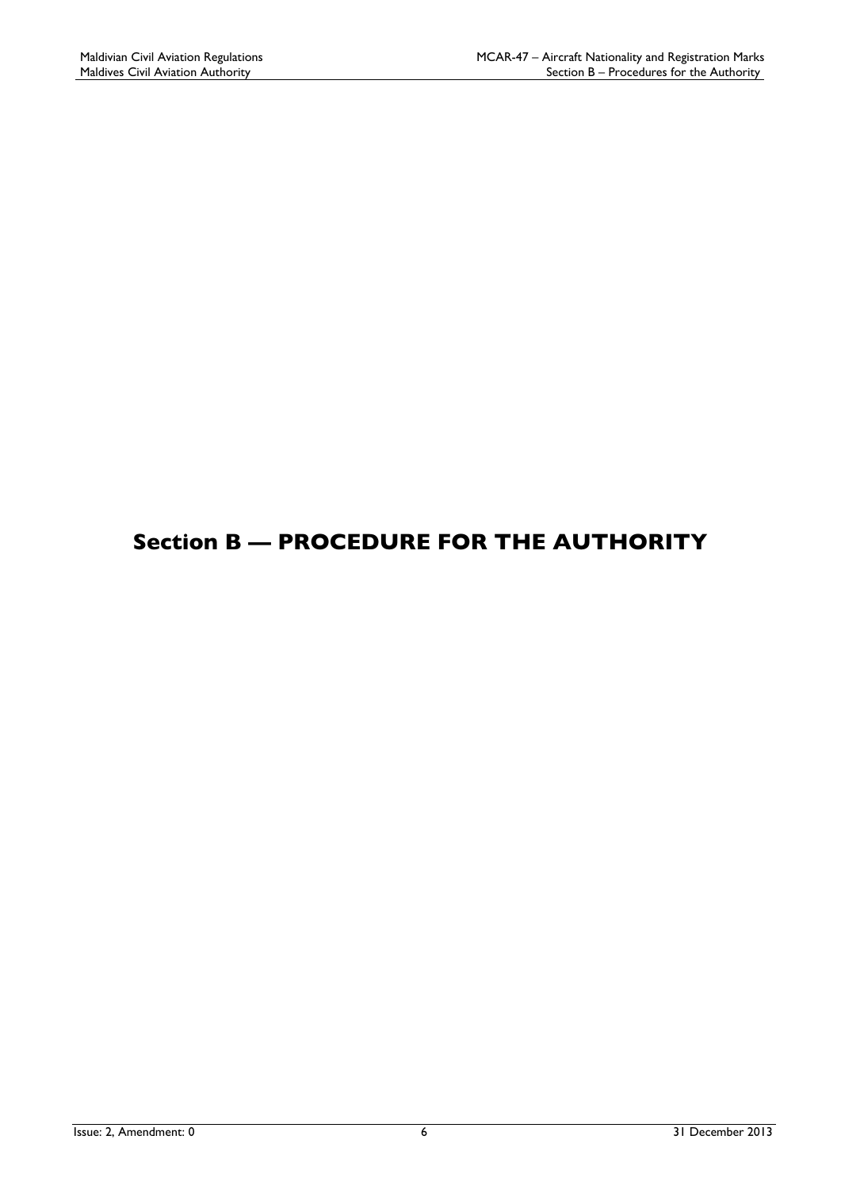# Section B — PROCEDURE FOR THE AUTHORITY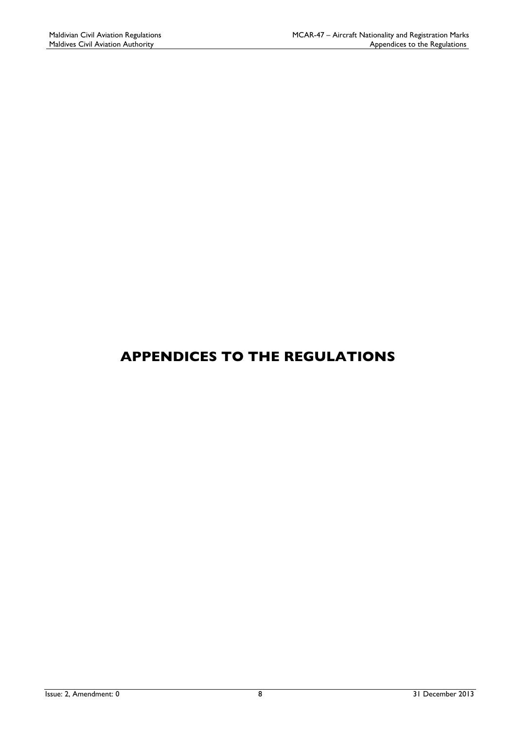# APPENDICES TO THE REGULATIONS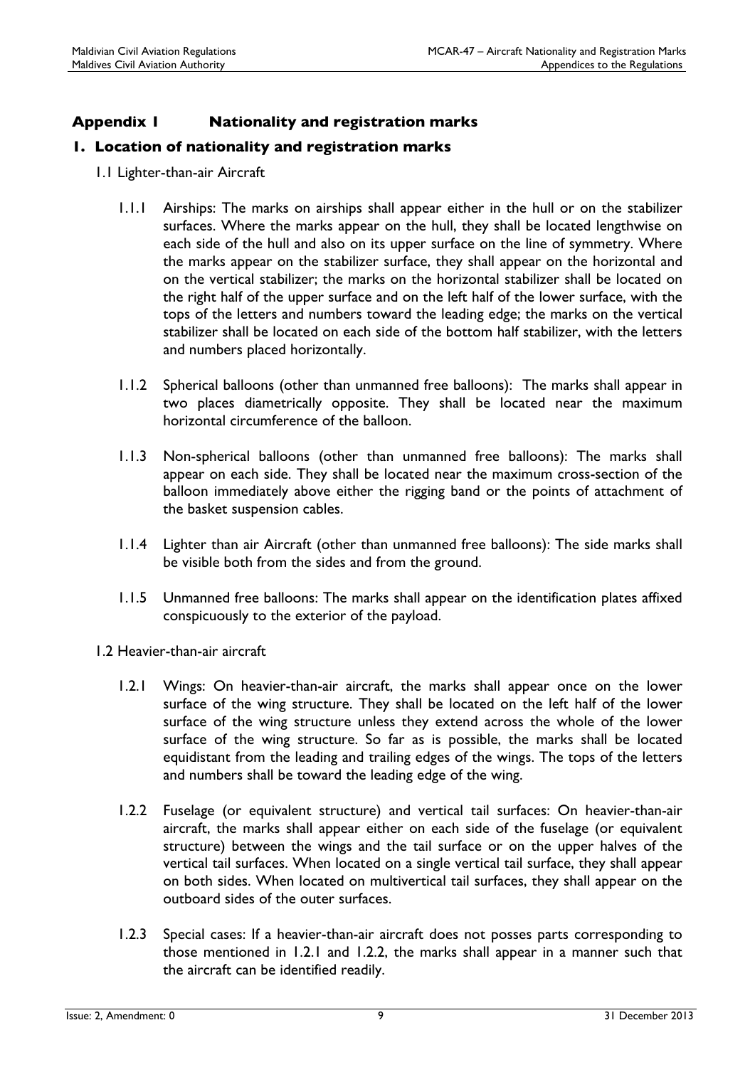## Appendix 1 Nationality and registration marks

### 1. Location of nationality and registration marks

1.1 Lighter-than-air Aircraft

1.1.1 Airships: The marks on airships shall appear either in the hull or on the stabilizer surfaces. Where the marks appear on the hull, they shall be located lengthwise on each side of the hull and also on its upper surface on the line of symmetry. Where the marks appear on the stabilizer surface, they shall appear on the horizontal and on the vertical stabilizer; the marks on the horizontal stabilizer shall be located on the right half of the upper surface and on the left half of the lower surface, with the tops of the letters and numbers toward the leading edge; the marks on the vertical stabilizer shall be located on each side of the bottom half stabilizer, with the letters and numbers placed horizontally.

1.1.2 Spherical balloons (other than unmanned free balloons): The marks shall appear in two places diametrically opposite. They shall be located near the maximum horizontal circumference of the balloon.

1.1.3 Non-spherical balloons (other than unmanned free balloons): The marks shall appear on each side. They shall be located near the maximum cross-section of the balloon immediately above either the rigging band or the points of attachment of the basket suspension cables.

1.1.4 Lighter than air Aircraft (other than unmanned free balloons): The side marks shall be visible both from the sides and from the ground.

1.1.5 Unmanned free balloons: The marks shall appear on the identification plates affixed conspicuously to the exterior of the payload.

1.2 Heavier-than-air aircraft

1.2.1 Wings: On heavier-than-air aircraft, the marks shall appear once on the lower surface of the wing structure. They shall be located on the left half of the lower surface of the wing structure unless they extend across the whole of the lower surface of the wing structure. So far as is possible, the marks shall be located equidistant from the leading and trailing edges of the wings. The tops of the letters and numbers shall be toward the leading edge of the wing.

1.2.2 Fuselage (or equivalent structure) and vertical tail surfaces: On heavier-than-air aircraft, the marks shall appear either on each side of the fuselage (or equivalent structure) between the wings and the tail surface or on the upper halves of the vertical tail surfaces. When located on a single vertical tail surface, they shall appear on both sides. When located on multivertical tail surfaces, they shall appear on the outboard sides of the outer surfaces.

1.2.3 Special cases: If a heavier-than-air aircraft does not posses parts corresponding to those mentioned in 1.2.1 and 1.2.2, the marks shall appear in a manner such that the aircraft can be identified readily.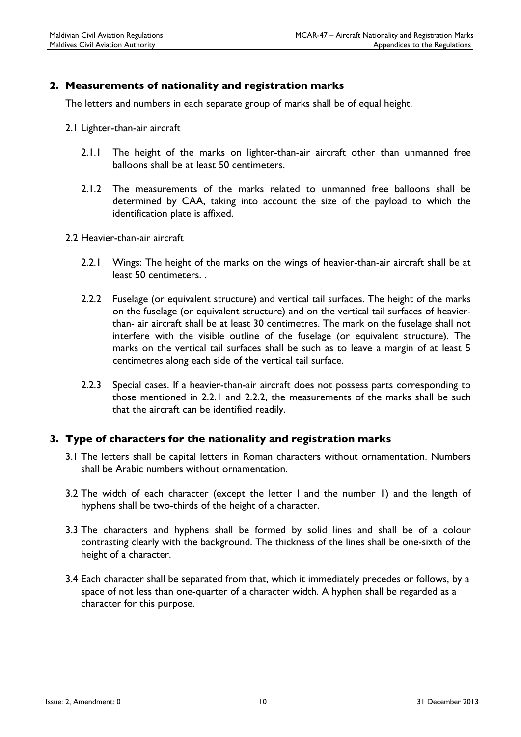## 2. Measurements of nationality and registration marks

The letters and numbers in each separate group of marks shall be of equal height.

2.1 Lighter-than-air aircraft

2.1.1 The height of the marks on lighter-than-air aircraft other than unmanned free balloons shall be at least 50 centimeters.

2.1.2 The measurements of the marks related to unmanned free balloons shall be determined by CAA, taking into account the size of the payload to which the identification plate is affixed.

2.2 Heavier-than-air aircraft

2.2.1 Wings: The height of the marks on the wings of heavier-than-air aircraft shall be at least 50 centimeters. .

2.2.2 Fuselage (or equivalent structure) and vertical tail surfaces. The height of the marks on the fuselage (or equivalent structure) and on the vertical tail surfaces of heavier-than- air aircraft shall be at least 30 centimetres. The mark on the fuselage shall not interfere with the visible outline of the fuselage (or equivalent structure). The marks on the vertical tail surfaces shall be such as to leave a margin of at least 5 centimetres along each side of the vertical tail surface.

2.2.3 Special cases. If a heavier-than-air aircraft does not possess parts corresponding to those mentioned in 2.2.1 and 2.2.2, the measurements of the marks shall be such that the aircraft can be identified readily.

## 3. Type of characters for the nationality and registration marks

3.1 The letters shall be capital letters in Roman characters without ornamentation. Numbers shall be Arabic numbers without ornamentation.

3.2 The width of each character (except the letter I and the number 1) and the length of hyphens shall be two-thirds of the height of a character.

3.3 The characters and hyphens shall be formed by solid lines and shall be of a colour contrasting clearly with the background. The thickness of the lines shall be one-sixth of the height of a character.

3.4 Each character shall be separated from that, which it immediately precedes or follows, by a space of not less than one-quarter of a character width. A hyphen shall be regarded as a character for this purpose.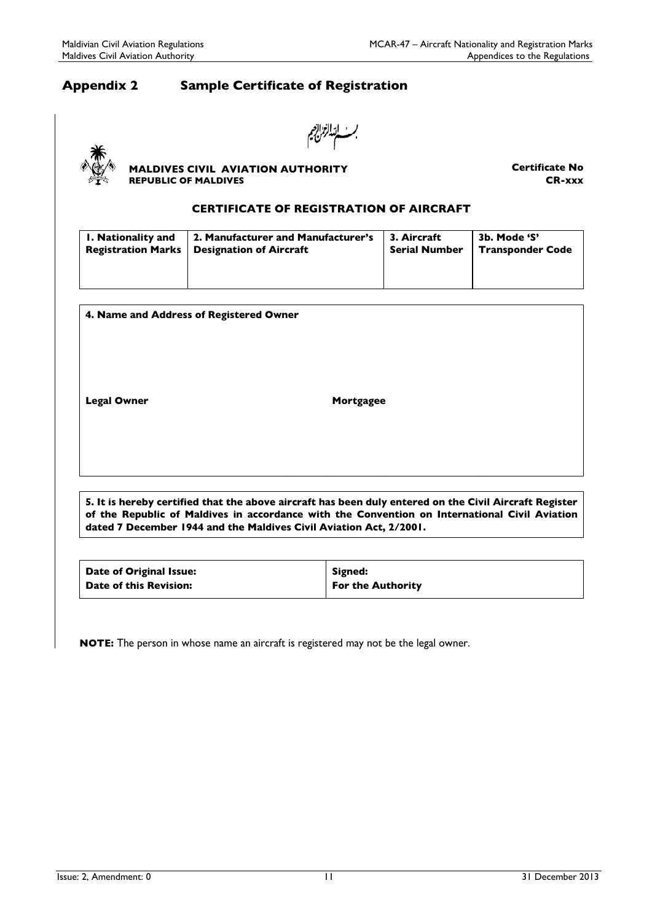## Appendix 2 Sample Certificate of Registration

بسم الله الرحمن الرحيم

**MALDIVES CIVIL AVIATION AUTHORITY**
**REPUBLIC OF MALDIVES**

**Certificate No**
**CR-xxx**

**CERTIFICATE OF REGISTRATION OF AIRCRAFT**

| 1. Nationality and Registration Marks | 2. Manufacturer and Manufacturer's Designation of Aircraft | 3. Aircraft Serial Number | 3b. Mode 'S' Transponder Code |
|---|---|---|---|
| | | | |

| | |
|---|---|
| **4. Name and Address of Registered Owner** | |
| **Legal Owner** | **Mortgagee** |

**5. It is hereby certified that the above aircraft has been duly entered on the Civil Aircraft Register of the Republic of Maldives in accordance with the Convention on International Civil Aviation dated 7 December 1944 and the Maldives Civil Aviation Act, 2/2001.**

| | |
|---|---|
| **Date of Original Issue:** | **Signed:** |
| **Date of this Revision:** | **For the Authority** |

**NOTE:** The person in whose name an aircraft is registered may not be the legal owner.